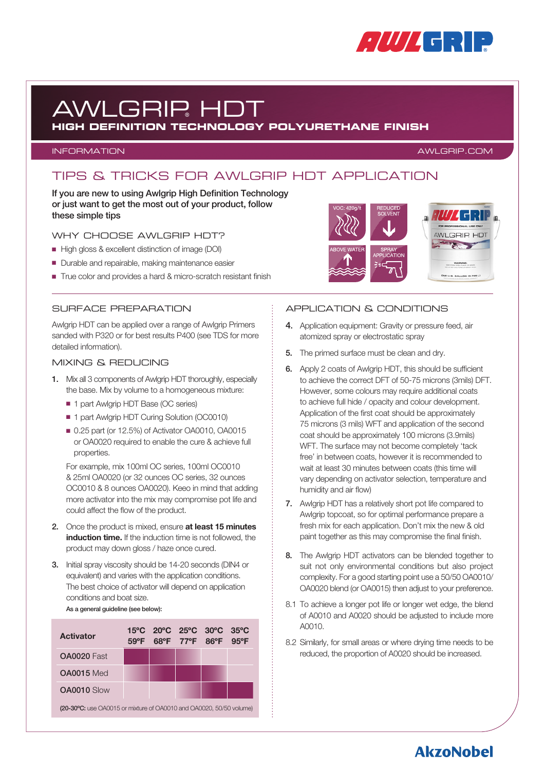# AWLGRIP® HDT

**HIGH DEFINITION TECHNOLOGY POLYURETHANE FINISH**

INFORMATION AWLGRIP.COM

## TIPS & TRICKS FOR AWLGRIP HDT APPLICATION

**If you are new to using Awlgrip High Definition Technology or just want to get the most out of your product, follow these simple tips**

### WHY CHOOSE AWLGRIP HDT?

- High gloss & excellent distinction of image (DOI)
- Durable and repairable, making maintenance easier
- True color and provides a hard & micro-scratch resistant finish

VOC: 420g/lt | REDUCED SOLVENT | ABOVE WATER | SPRAY APPLICATION

### SURFACE PREPARATION

Awlgrip HDT can be applied over a range of Awlgrip Primers sanded with P320 or for best results P400 (see TDS for more detailed information).

### MIXING & REDUCING

1. Mix all 3 components of Awlgrip HDT thoroughly, especially the base. Mix by volume to a homogeneous mixture:
   - 1 part Awlgrip HDT Base (OC series)
   - 1 part Awlgrip HDT Curing Solution (OC0010)
   - 0.25 part (or 12.5%) of Activator OA0010, OA0015 or OA0020 required to enable the cure & achieve full properties.

   For example, mix 100ml OC series, 100ml OC0010 & 25ml OA0020 (or 32 ounces OC series, 32 ounces OC0010 & 8 ounces OA0020). Keeo in mind that adding more activator into the mix may compromise pot life and could affect the flow of the product.

2. Once the product is mixed, ensure **at least 15 minutes induction time.** If the induction time is not followed, the product may down gloss / haze once cured.

3. Initial spray viscosity should be 14-20 seconds (DIN4 or equivalent) and varies with the application conditions. The best choice of activator will depend on application conditions and boat size.

   **As a general guideline (see below):**

| Activator | 15ºC 59ºF | 20ºC 68ºF | 25ºC 77ºF | 30ºC 86ºF | 35ºC 95ºF |
|---|---|---|---|---|---|
| OA0020 Fast | ■ | ■ | ■ | | |
| OA0015 Med | ■ | ■ | ■ | ■ | |
| OA0010 Slow | | | ■ | ■ | ■ |

**(20-30ºC:** use OA0015 or mixture of OA0010 and OA0020, 50/50 volume)

### APPLICATION & CONDITIONS

4. Application equipment: Gravity or pressure feed, air atomized spray or electrostatic spray

5. The primed surface must be clean and dry.

6. Apply 2 coats of Awlgrip HDT, this should be sufficient to achieve the correct DFT of 50-75 microns (3mils) DFT. However, some colours may require additional coats to achieve full hide / opacity and colour development. Application of the first coat should be approximately 75 microns (3 mils) WFT and application of the second coat should be approximately 100 microns (3.9mils) WFT. The surface may not become completely 'tack free' in between coats, however it is recommended to wait at least 30 minutes between coats (this time will vary depending on activator selection, temperature and humidity and air flow)

7. Awlgrip HDT has a relatively short pot life compared to Awlgrip topcoat, so for optimal performance prepare a fresh mix for each application. Don't mix the new & old paint together as this may compromise the final finish.

8. The Awlgrip HDT activators can be blended together to suit not only environmental conditions but also project complexity. For a good starting point use a 50/50 OA0010/ OA0020 blend (or OA0015) then adjust to your preference.

8.1 To achieve a longer pot life or longer wet edge, the blend of A0010 and A0020 should be adjusted to include more A0010.

8.2 Similarly, for small areas or where drying time needs to be reduced, the proportion of A0020 should be increased.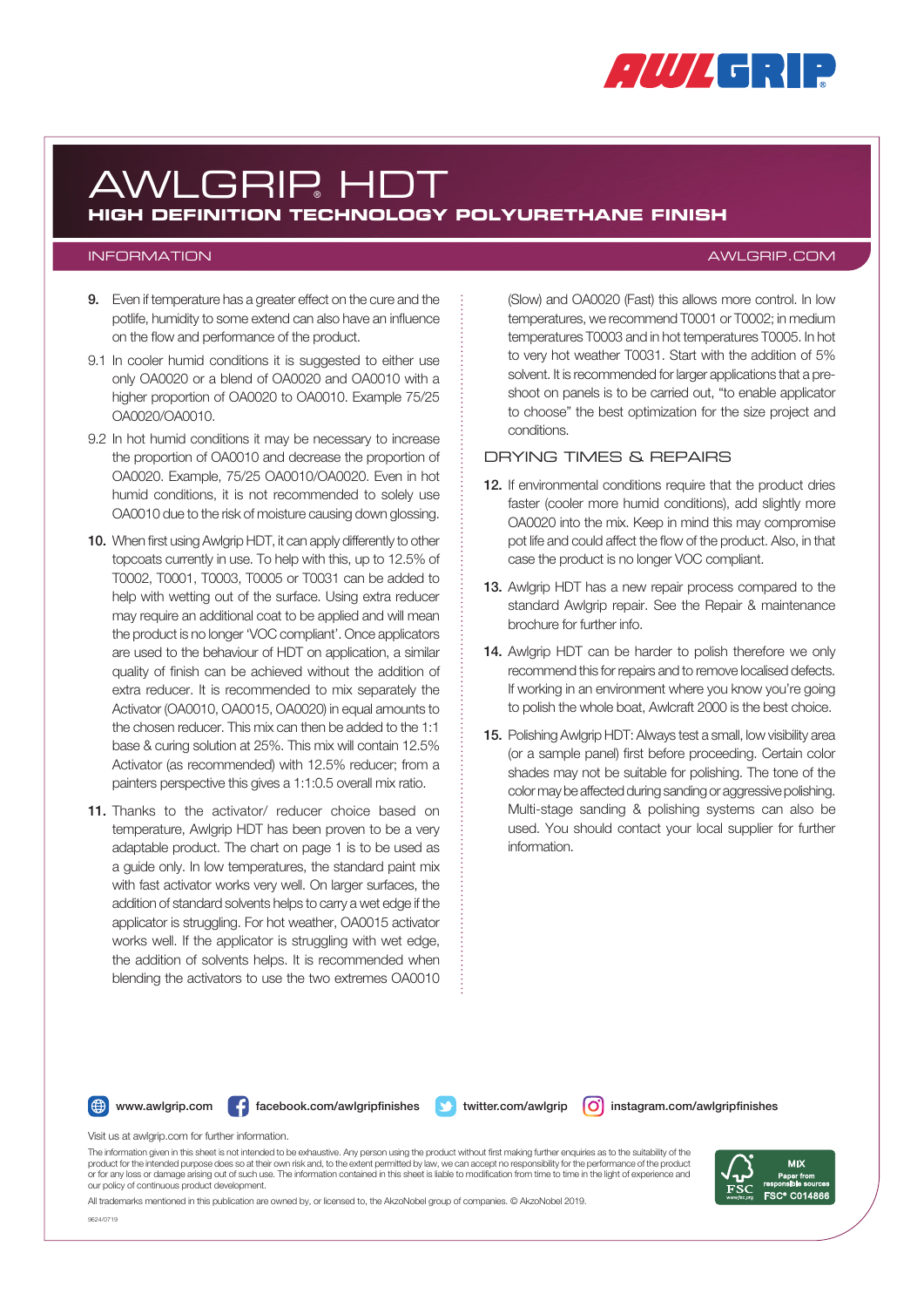# AWLGRIP® HDT

## HIGH DEFINITION TECHNOLOGY POLYURETHANE FINISH

INFORMATION

AWLGRIP.COM

**9.** Even if temperature has a greater effect on the cure and the potlife, humidity to some extend can also have an influence on the flow and performance of the product.

9.1 In cooler humid conditions it is suggested to either use only OA0020 or a blend of OA0020 and OA0010 with a higher proportion of OA0020 to OA0010. Example 75/25 OA0020/OA0010.

9.2 In hot humid conditions it may be necessary to increase the proportion of OA0010 and decrease the proportion of OA0020. Example, 75/25 OA0010/OA0020. Even in hot humid conditions, it is not recommended to solely use OA0010 due to the risk of moisture causing down glossing.

**10.** When first using Awlgrip HDT, it can apply differently to other topcoats currently in use. To help with this, up to 12.5% of T0002, T0001, T0003, T0005 or T0031 can be added to help with wetting out of the surface. Using extra reducer may require an additional coat to be applied and will mean the product is no longer 'VOC compliant'. Once applicators are used to the behaviour of HDT on application, a similar quality of finish can be achieved without the addition of extra reducer. It is recommended to mix separately the Activator (OA0010, OA0015, OA0020) in equal amounts to the chosen reducer. This mix can then be added to the 1:1 base & curing solution at 25%. This mix will contain 12.5% Activator (as recommended) with 12.5% reducer; from a painters perspective this gives a 1:1:0.5 overall mix ratio.

**11.** Thanks to the activator/ reducer choice based on temperature, Awlgrip HDT has been proven to be a very adaptable product. The chart on page 1 is to be used as a guide only. In low temperatures, the standard paint mix with fast activator works very well. On larger surfaces, the addition of standard solvents helps to carry a wet edge if the applicator is struggling. For hot weather, OA0015 activator works well. If the applicator is struggling with wet edge, the addition of solvents helps. It is recommended when blending the activators to use the two extremes OA0010 (Slow) and OA0020 (Fast) this allows more control. In low temperatures, we recommend T0001 or T0002; in medium temperatures T0003 and in hot temperatures T0005. In hot to very hot weather T0031. Start with the addition of 5% solvent. It is recommended for larger applications that a pre-shoot on panels is to be carried out, "to enable applicator to choose" the best optimization for the size project and conditions.

### DRYING TIMES & REPAIRS

**12.** If environmental conditions require that the product dries faster (cooler more humid conditions), add slightly more OA0020 into the mix. Keep in mind this may compromise pot life and could affect the flow of the product. Also, in that case the product is no longer VOC compliant.

**13.** Awlgrip HDT has a new repair process compared to the standard Awlgrip repair. See the Repair & maintenance brochure for further info.

**14.** Awlgrip HDT can be harder to polish therefore we only recommend this for repairs and to remove localised defects. If working in an environment where you know you're going to polish the whole boat, Awlcraft 2000 is the best choice.

**15.** Polishing Awlgrip HDT: Always test a small, low visibility area (or a sample panel) first before proceeding. Certain color shades may not be suitable for polishing. The tone of the color may be affected during sanding or aggressive polishing. Multi-stage sanding & polishing systems can also be used. You should contact your local supplier for further information.

www.awlgrip.com   facebook.com/awlgripfinishes   twitter.com/awlgrip   instagram.com/awlgripfinishes

Visit us at awlgrip.com for further information.

The information given in this sheet is not intended to be exhaustive. Any person using the product without first making further enquiries as to the suitability of the product for the intended purpose does so at their own risk and, to the extent permitted by law, we can accept no responsibility for the performance of the product or for any loss or damage arising out of such use. The information contained in this sheet is liable to modification from time to time in the light of experience and our policy of continuous product development.

All trademarks mentioned in this publication are owned by, or licensed to, the AkzoNobel group of companies. © AkzoNobel 2019.

MIX Paper from responsible sources FSC® C014866

9624/0719